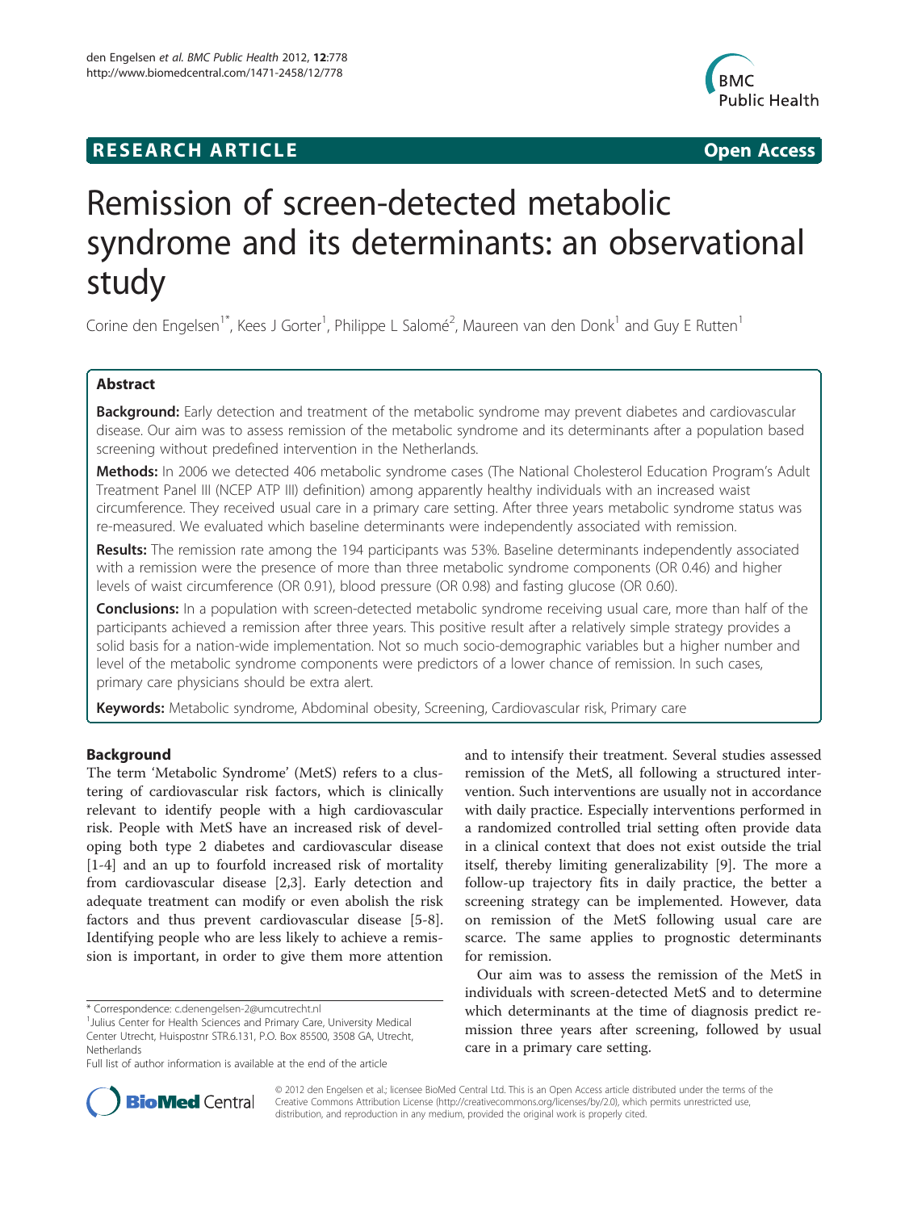**RESEARCH ARTICLE** **Open Access**

# Remission of screen-detected metabolic syndrome and its determinants: an observational study

Corine den Engelsen[1*], Kees J Gorter[1], Philippe L Salomé[2], Maureen van den Donk[1] and Guy E Rutten[1]

## Abstract

**Background:** Early detection and treatment of the metabolic syndrome may prevent diabetes and cardiovascular disease. Our aim was to assess remission of the metabolic syndrome and its determinants after a population based screening without predefined intervention in the Netherlands.

**Methods:** In 2006 we detected 406 metabolic syndrome cases (The National Cholesterol Education Program's Adult Treatment Panel III (NCEP ATP III) definition) among apparently healthy individuals with an increased waist circumference. They received usual care in a primary care setting. After three years metabolic syndrome status was re-measured. We evaluated which baseline determinants were independently associated with remission.

**Results:** The remission rate among the 194 participants was 53%. Baseline determinants independently associated with a remission were the presence of more than three metabolic syndrome components (OR 0.46) and higher levels of waist circumference (OR 0.91), blood pressure (OR 0.98) and fasting glucose (OR 0.60).

**Conclusions:** In a population with screen-detected metabolic syndrome receiving usual care, more than half of the participants achieved a remission after three years. This positive result after a relatively simple strategy provides a solid basis for a nation-wide implementation. Not so much socio-demographic variables but a higher number and level of the metabolic syndrome components were predictors of a lower chance of remission. In such cases, primary care physicians should be extra alert.

**Keywords:** Metabolic syndrome, Abdominal obesity, Screening, Cardiovascular risk, Primary care

## Background

The term 'Metabolic Syndrome' (MetS) refers to a clustering of cardiovascular risk factors, which is clinically relevant to identify people with a high cardiovascular risk. People with MetS have an increased risk of developing both type 2 diabetes and cardiovascular disease [1-4] and an up to fourfold increased risk of mortality from cardiovascular disease [2,3]. Early detection and adequate treatment can modify or even abolish the risk factors and thus prevent cardiovascular disease [5-8]. Identifying people who are less likely to achieve a remission is important, in order to give them more attention and to intensify their treatment. Several studies assessed remission of the MetS, all following a structured intervention. Such interventions are usually not in accordance with daily practice. Especially interventions performed in a randomized controlled trial setting often provide data in a clinical context that does not exist outside the trial itself, thereby limiting generalizability [9]. The more a follow-up trajectory fits in daily practice, the better a screening strategy can be implemented. However, data on remission of the MetS following usual care are scarce. The same applies to prognostic determinants for remission.

Our aim was to assess the remission of the MetS in individuals with screen-detected MetS and to determine which determinants at the time of diagnosis predict remission three years after screening, followed by usual care in a primary care setting.

\* Correspondence: c.denengelsen-2@umcutrecht.nl
[1]Julius Center for Health Sciences and Primary Care, University Medical Center Utrecht, Huispostnr STR.6.131, P.O. Box 85500, 3508 GA, Utrecht, Netherlands
Full list of author information is available at the end of the article

© 2012 den Engelsen et al.; licensee BioMed Central Ltd. This is an Open Access article distributed under the terms of the Creative Commons Attribution License (http://creativecommons.org/licenses/by/2.0), which permits unrestricted use, distribution, and reproduction in any medium, provided the original work is properly cited.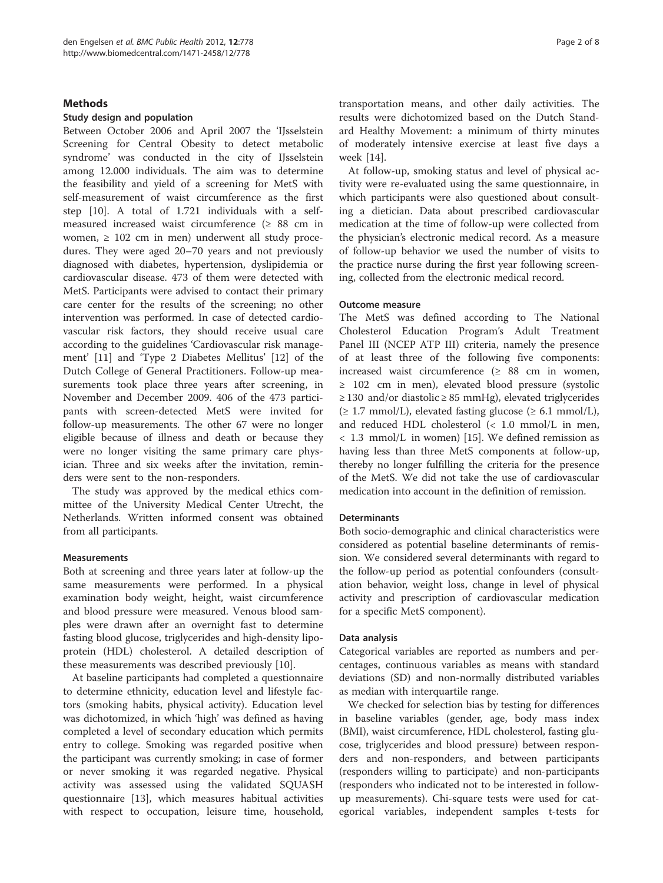## Methods

### Study design and population

Between October 2006 and April 2007 the 'IJsselstein Screening for Central Obesity to detect metabolic syndrome' was conducted in the city of IJsselstein among 12.000 individuals. The aim was to determine the feasibility and yield of a screening for MetS with self-measurement of waist circumference as the first step [10]. A total of 1.721 individuals with a self-measured increased waist circumference (≥ 88 cm in women, ≥ 102 cm in men) underwent all study procedures. They were aged 20–70 years and not previously diagnosed with diabetes, hypertension, dyslipidemia or cardiovascular disease. 473 of them were detected with MetS. Participants were advised to contact their primary care center for the results of the screening; no other intervention was performed. In case of detected cardiovascular risk factors, they should receive usual care according to the guidelines 'Cardiovascular risk management' [11] and 'Type 2 Diabetes Mellitus' [12] of the Dutch College of General Practitioners. Follow-up measurements took place three years after screening, in November and December 2009. 406 of the 473 participants with screen-detected MetS were invited for follow-up measurements. The other 67 were no longer eligible because of illness and death or because they were no longer visiting the same primary care physician. Three and six weeks after the invitation, reminders were sent to the non-responders.

The study was approved by the medical ethics committee of the University Medical Center Utrecht, the Netherlands. Written informed consent was obtained from all participants.

### Measurements

Both at screening and three years later at follow-up the same measurements were performed. In a physical examination body weight, height, waist circumference and blood pressure were measured. Venous blood samples were drawn after an overnight fast to determine fasting blood glucose, triglycerides and high-density lipoprotein (HDL) cholesterol. A detailed description of these measurements was described previously [10].

At baseline participants had completed a questionnaire to determine ethnicity, education level and lifestyle factors (smoking habits, physical activity). Education level was dichotomized, in which 'high' was defined as having completed a level of secondary education which permits entry to college. Smoking was regarded positive when the participant was currently smoking; in case of former or never smoking it was regarded negative. Physical activity was assessed using the validated SQUASH questionnaire [13], which measures habitual activities with respect to occupation, leisure time, household, transportation means, and other daily activities. The results were dichotomized based on the Dutch Standard Healthy Movement: a minimum of thirty minutes of moderately intensive exercise at least five days a week [14].

At follow-up, smoking status and level of physical activity were re-evaluated using the same questionnaire, in which participants were also questioned about consulting a dietician. Data about prescribed cardiovascular medication at the time of follow-up were collected from the physician's electronic medical record. As a measure of follow-up behavior we used the number of visits to the practice nurse during the first year following screening, collected from the electronic medical record.

### Outcome measure

The MetS was defined according to The National Cholesterol Education Program's Adult Treatment Panel III (NCEP ATP III) criteria, namely the presence of at least three of the following five components: increased waist circumference (≥ 88 cm in women, ≥ 102 cm in men), elevated blood pressure (systolic ≥ 130 and/or diastolic ≥ 85 mmHg), elevated triglycerides (≥ 1.7 mmol/L), elevated fasting glucose (≥ 6.1 mmol/L), and reduced HDL cholesterol (< 1.0 mmol/L in men, < 1.3 mmol/L in women) [15]. We defined remission as having less than three MetS components at follow-up, thereby no longer fulfilling the criteria for the presence of the MetS. We did not take the use of cardiovascular medication into account in the definition of remission.

### Determinants

Both socio-demographic and clinical characteristics were considered as potential baseline determinants of remission. We considered several determinants with regard to the follow-up period as potential confounders (consultation behavior, weight loss, change in level of physical activity and prescription of cardiovascular medication for a specific MetS component).

### Data analysis

Categorical variables are reported as numbers and percentages, continuous variables as means with standard deviations (SD) and non-normally distributed variables as median with interquartile range.

We checked for selection bias by testing for differences in baseline variables (gender, age, body mass index (BMI), waist circumference, HDL cholesterol, fasting glucose, triglycerides and blood pressure) between responders and non-responders, and between participants (responders willing to participate) and non-participants (responders who indicated not to be interested in follow-up measurements). Chi-square tests were used for categorical variables, independent samples t-tests for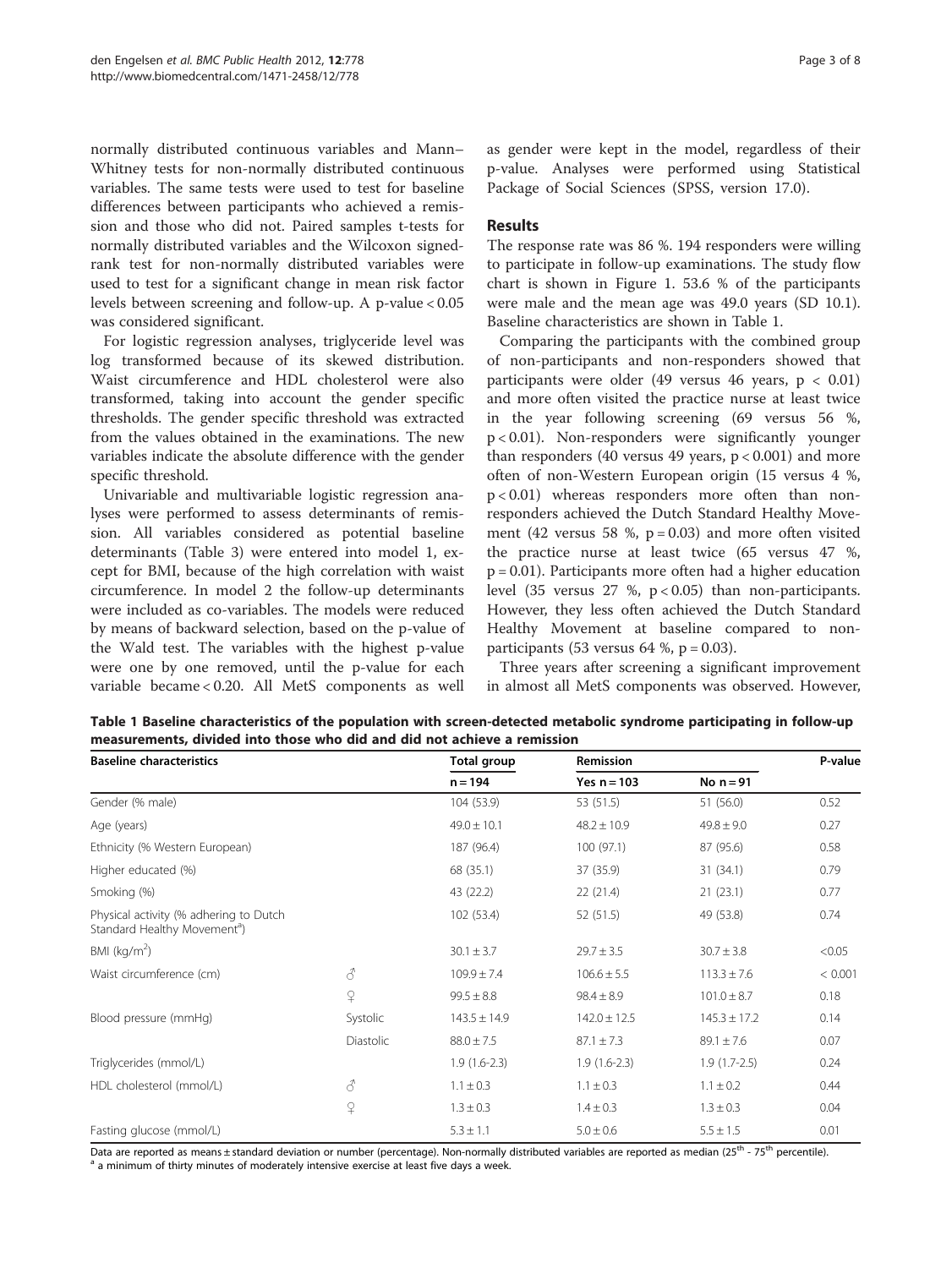normally distributed continuous variables and Mann–Whitney tests for non-normally distributed continuous variables. The same tests were used to test for baseline differences between participants who achieved a remission and those who did not. Paired samples t-tests for normally distributed variables and the Wilcoxon signed-rank test for non-normally distributed variables were used to test for a significant change in mean risk factor levels between screening and follow-up. A p-value < 0.05 was considered significant.

For logistic regression analyses, triglyceride level was log transformed because of its skewed distribution. Waist circumference and HDL cholesterol were also transformed, taking into account the gender specific thresholds. The gender specific threshold was extracted from the values obtained in the examinations. The new variables indicate the absolute difference with the gender specific threshold.

Univariable and multivariable logistic regression analyses were performed to assess determinants of remission. All variables considered as potential baseline determinants (Table 3) were entered into model 1, except for BMI, because of the high correlation with waist circumference. In model 2 the follow-up determinants were included as co-variables. The models were reduced by means of backward selection, based on the p-value of the Wald test. The variables with the highest p-value were one by one removed, until the p-value for each variable became < 0.20. All MetS components as well as gender were kept in the model, regardless of their p-value. Analyses were performed using Statistical Package of Social Sciences (SPSS, version 17.0).

## Results

The response rate was 86 %. 194 responders were willing to participate in follow-up examinations. The study flow chart is shown in Figure 1. 53.6 % of the participants were male and the mean age was 49.0 years (SD 10.1). Baseline characteristics are shown in Table 1.

Comparing the participants with the combined group of non-participants and non-responders showed that participants were older (49 versus 46 years, $p < 0.01$) and more often visited the practice nurse at least twice in the year following screening (69 versus 56 %, $p < 0.01$). Non-responders were significantly younger than responders (40 versus 49 years, $p < 0.001$) and more often of non-Western European origin (15 versus 4 %, $p < 0.01$) whereas responders more often than non-responders achieved the Dutch Standard Healthy Movement (42 versus 58 %, $p = 0.03$) and more often visited the practice nurse at least twice (65 versus 47 %, $p = 0.01$). Participants more often had a higher education level (35 versus 27 %, $p < 0.05$) than non-participants. However, they less often achieved the Dutch Standard Healthy Movement at baseline compared to non-participants (53 versus 64 %, $p = 0.03$).

Three years after screening a significant improvement in almost all MetS components was observed. However,

**Table 1 Baseline characteristics of the population with screen-detected metabolic syndrome participating in follow-up measurements, divided into those who did and did not achieve a remission**

| Baseline characteristics | | Total group | Remission | | P-value |
|---|---|---|---|---|---|
| | | n = 194 | Yes n = 103 | No n = 91 | |
| Gender (% male) | | 104 (53.9) | 53 (51.5) | 51 (56.0) | 0.52 |
| Age (years) | | 49.0 ± 10.1 | 48.2 ± 10.9 | 49.8 ± 9.0 | 0.27 |
| Ethnicity (% Western European) | | 187 (96.4) | 100 (97.1) | 87 (95.6) | 0.58 |
| Higher educated (%) | | 68 (35.1) | 37 (35.9) | 31 (34.1) | 0.79 |
| Smoking (%) | | 43 (22.2) | 22 (21.4) | 21 (23.1) | 0.77 |
| Physical activity (% adhering to Dutch Standard Healthy Movement[a]) | | 102 (53.4) | 52 (51.5) | 49 (53.8) | 0.74 |
| BMI (kg/m$^2$) | | 30.1 ± 3.7 | 29.7 ± 3.5 | 30.7 ± 3.8 | <0.05 |
| Waist circumference (cm) | ♂ | 109.9 ± 7.4 | 106.6 ± 5.5 | 113.3 ± 7.6 | < 0.001 |
| | ♀ | 99.5 ± 8.8 | 98.4 ± 8.9 | 101.0 ± 8.7 | 0.18 |
| Blood pressure (mmHg) | Systolic | 143.5 ± 14.9 | 142.0 ± 12.5 | 145.3 ± 17.2 | 0.14 |
| | Diastolic | 88.0 ± 7.5 | 87.1 ± 7.3 | 89.1 ± 7.6 | 0.07 |
| Triglycerides (mmol/L) | | 1.9 (1.6-2.3) | 1.9 (1.6-2.3) | 1.9 (1.7-2.5) | 0.24 |
| HDL cholesterol (mmol/L) | ♂ | 1.1 ± 0.3 | 1.1 ± 0.3 | 1.1 ± 0.2 | 0.44 |
| | ♀ | 1.3 ± 0.3 | 1.4 ± 0.3 | 1.3 ± 0.3 | 0.04 |
| Fasting glucose (mmol/L) | | 5.3 ± 1.1 | 5.0 ± 0.6 | 5.5 ± 1.5 | 0.01 |

Data are reported as means ± standard deviation or number (percentage). Non-normally distributed variables are reported as median (25$^{th}$ - 75$^{th}$ percentile).
[a] a minimum of thirty minutes of moderately intensive exercise at least five days a week.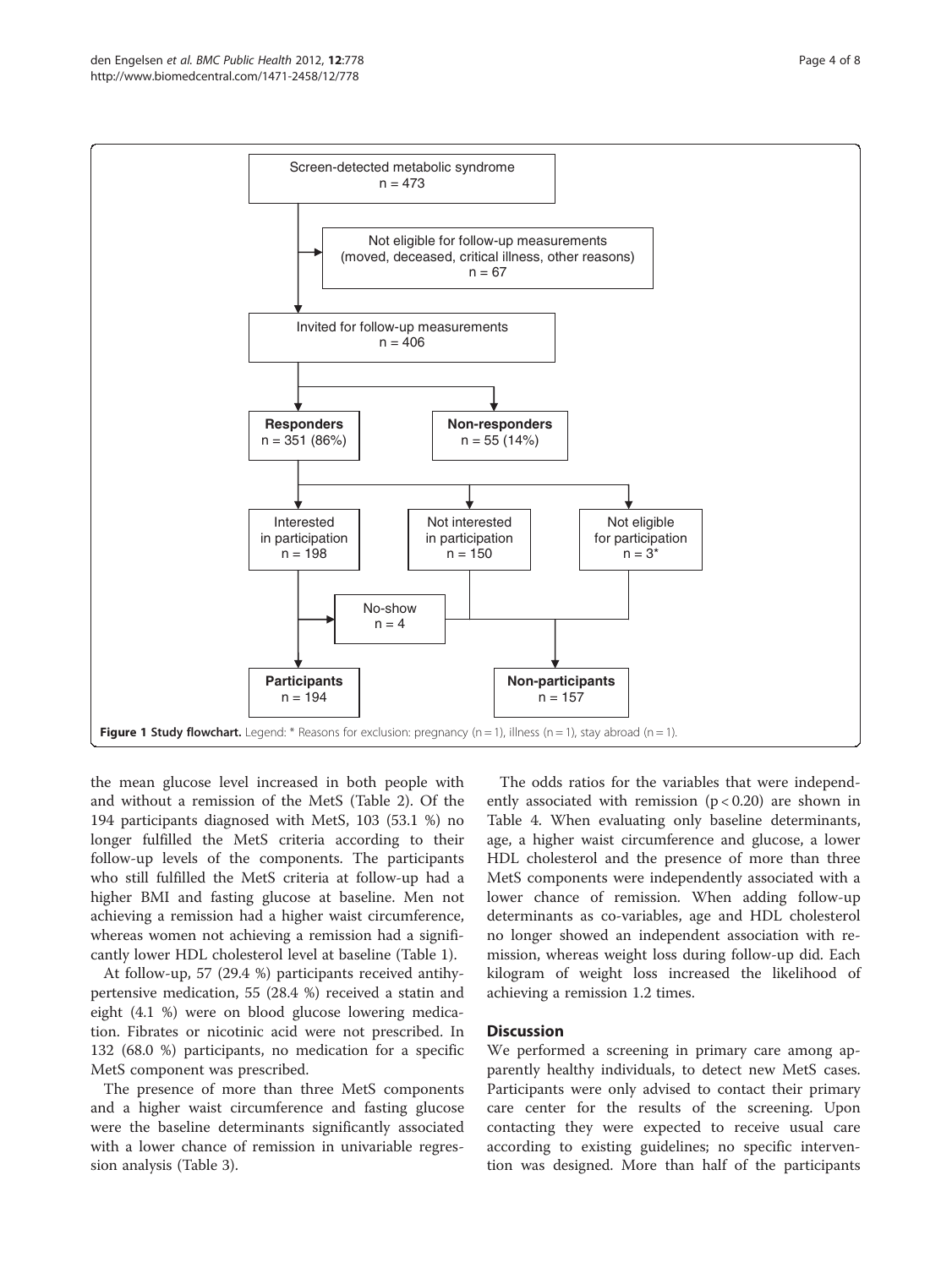Screen-detected metabolic syndrome
n = 473

Not eligible for follow-up measurements
(moved, deceased, critical illness, other reasons)
n = 67

Invited for follow-up measurements
n = 406

**Responders**
n = 351 (86%)

**Non-responders**
n = 55 (14%)

Interested
in participation
n = 198

Not interested
in participation
n = 150

Not eligible
for participation
n = 3*

No-show
n = 4

**Participants**
n = 194

**Non-participants**
n = 157

**Figure 1 Study flowchart.** Legend: * Reasons for exclusion: pregnancy (n = 1), illness (n = 1), stay abroad (n = 1).

the mean glucose level increased in both people with and without a remission of the MetS (Table 2). Of the 194 participants diagnosed with MetS, 103 (53.1 %) no longer fulfilled the MetS criteria according to their follow-up levels of the components. The participants who still fulfilled the MetS criteria at follow-up had a higher BMI and fasting glucose at baseline. Men not achieving a remission had a higher waist circumference, whereas women not achieving a remission had a significantly lower HDL cholesterol level at baseline (Table 1).

At follow-up, 57 (29.4 %) participants received antihypertensive medication, 55 (28.4 %) received a statin and eight (4.1 %) were on blood glucose lowering medication. Fibrates or nicotinic acid were not prescribed. In 132 (68.0 %) participants, no medication for a specific MetS component was prescribed.

The presence of more than three MetS components and a higher waist circumference and fasting glucose were the baseline determinants significantly associated with a lower chance of remission in univariable regression analysis (Table 3).

The odds ratios for the variables that were independently associated with remission ($p < 0.20$) are shown in Table 4. When evaluating only baseline determinants, age, a higher waist circumference and glucose, a lower HDL cholesterol and the presence of more than three MetS components were independently associated with a lower chance of remission. When adding follow-up determinants as co-variables, age and HDL cholesterol no longer showed an independent association with remission, whereas weight loss during follow-up did. Each kilogram of weight loss increased the likelihood of achieving a remission 1.2 times.

## Discussion

We performed a screening in primary care among apparently healthy individuals, to detect new MetS cases. Participants were only advised to contact their primary care center for the results of the screening. Upon contacting they were expected to receive usual care according to existing guidelines; no specific intervention was designed. More than half of the participants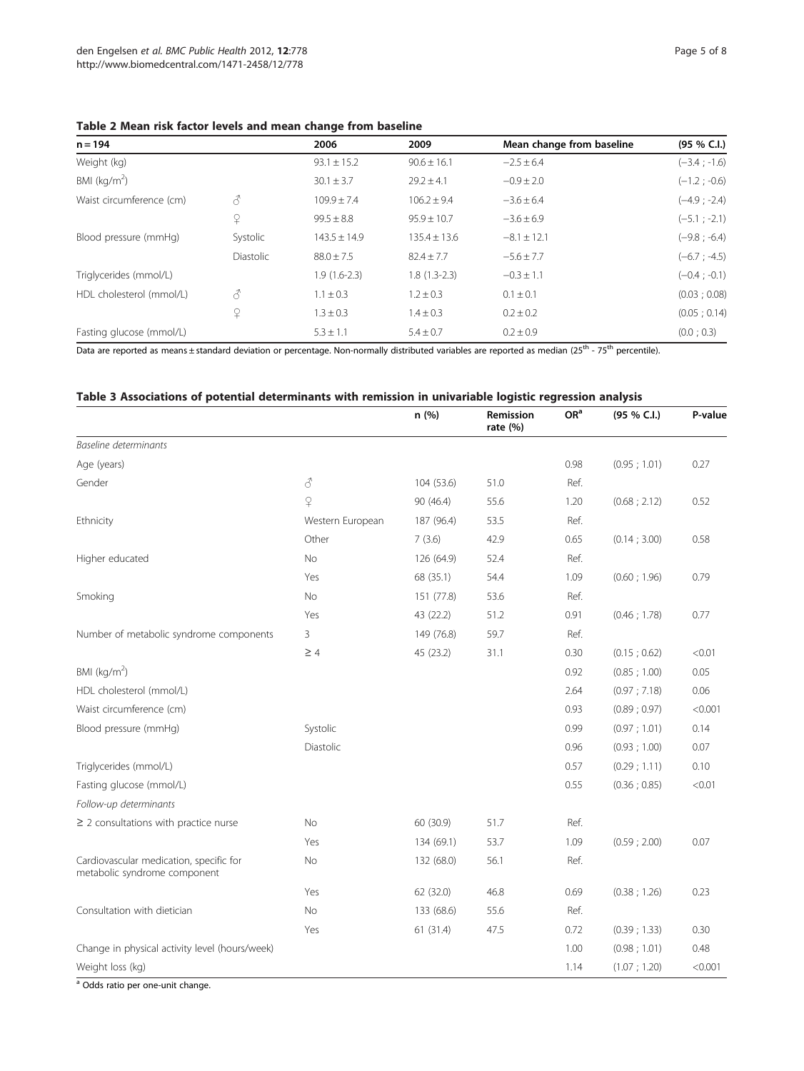**Table 2 Mean risk factor levels and mean change from baseline**

| n = 194 | | 2006 | 2009 | Mean change from baseline | (95 % C.I.) |
|---|---|---|---|---|---|
| Weight (kg) | | 93.1 ± 15.2 | 90.6 ± 16.1 | −2.5 ± 6.4 | (−3.4 ; -1.6) |
| BMI (kg/m²) | | 30.1 ± 3.7 | 29.2 ± 4.1 | −0.9 ± 2.0 | (−1.2 ; -0.6) |
| Waist circumference (cm) | ♂ | 109.9 ± 7.4 | 106.2 ± 9.4 | −3.6 ± 6.4 | (−4.9 ; -2.4) |
| | ♀ | 99.5 ± 8.8 | 95.9 ± 10.7 | −3.6 ± 6.9 | (−5.1 ; -2.1) |
| Blood pressure (mmHg) | Systolic | 143.5 ± 14.9 | 135.4 ± 13.6 | −8.1 ± 12.1 | (−9.8 ; -6.4) |
| | Diastolic | 88.0 ± 7.5 | 82.4 ± 7.7 | −5.6 ± 7.7 | (−6.7 ; -4.5) |
| Triglycerides (mmol/L) | | 1.9 (1.6-2.3) | 1.8 (1.3-2.3) | −0.3 ± 1.1 | (−0.4 ; -0.1) |
| HDL cholesterol (mmol/L) | ♂ | 1.1 ± 0.3 | 1.2 ± 0.3 | 0.1 ± 0.1 | (0.03 ; 0.08) |
| | ♀ | 1.3 ± 0.3 | 1.4 ± 0.3 | 0.2 ± 0.2 | (0.05 ; 0.14) |
| Fasting glucose (mmol/L) | | 5.3 ± 1.1 | 5.4 ± 0.7 | 0.2 ± 0.9 | (0.0 ; 0.3) |

Data are reported as means ± standard deviation or percentage. Non-normally distributed variables are reported as median (25th - 75th percentile).

**Table 3 Associations of potential determinants with remission in univariable logistic regression analysis**

| | | n (%) | Remission rate (%) | OR[a] | (95 % C.I.) | P-value |
|---|---|---|---|---|---|---|
| *Baseline determinants* | | | | | | |
| Age (years) | | | | 0.98 | (0.95 ; 1.01) | 0.27 |
| Gender | ♂ | 104 (53.6) | 51.0 | Ref. | | |
| | ♀ | 90 (46.4) | 55.6 | 1.20 | (0.68 ; 2.12) | 0.52 |
| Ethnicity | Western European | 187 (96.4) | 53.5 | Ref. | | |
| | Other | 7 (3.6) | 42.9 | 0.65 | (0.14 ; 3.00) | 0.58 |
| Higher educated | No | 126 (64.9) | 52.4 | Ref. | | |
| | Yes | 68 (35.1) | 54.4 | 1.09 | (0.60 ; 1.96) | 0.79 |
| Smoking | No | 151 (77.8) | 53.6 | Ref. | | |
| | Yes | 43 (22.2) | 51.2 | 0.91 | (0.46 ; 1.78) | 0.77 |
| Number of metabolic syndrome components | 3 | 149 (76.8) | 59.7 | Ref. | | |
| | ≥ 4 | 45 (23.2) | 31.1 | 0.30 | (0.15 ; 0.62) | <0.01 |
| BMI (kg/m²) | | | | 0.92 | (0.85 ; 1.00) | 0.05 |
| HDL cholesterol (mmol/L) | | | | 2.64 | (0.97 ; 7.18) | 0.06 |
| Waist circumference (cm) | | | | 0.93 | (0.89 ; 0.97) | <0.001 |
| Blood pressure (mmHg) | Systolic | | | 0.99 | (0.97 ; 1.01) | 0.14 |
| | Diastolic | | | 0.96 | (0.93 ; 1.00) | 0.07 |
| Triglycerides (mmol/L) | | | | 0.57 | (0.29 ; 1.11) | 0.10 |
| Fasting glucose (mmol/L) | | | | 0.55 | (0.36 ; 0.85) | <0.01 |
| *Follow-up determinants* | | | | | | |
| ≥ 2 consultations with practice nurse | No | 60 (30.9) | 51.7 | Ref. | | |
| | Yes | 134 (69.1) | 53.7 | 1.09 | (0.59 ; 2.00) | 0.07 |
| Cardiovascular medication, specific for metabolic syndrome component | No | 132 (68.0) | 56.1 | Ref. | | |
| | Yes | 62 (32.0) | 46.8 | 0.69 | (0.38 ; 1.26) | 0.23 |
| Consultation with dietician | No | 133 (68.6) | 55.6 | Ref. | | |
| | Yes | 61 (31.4) | 47.5 | 0.72 | (0.39 ; 1.33) | 0.30 |
| Change in physical activity level (hours/week) | | | | 1.00 | (0.98 ; 1.01) | 0.48 |
| Weight loss (kg) | | | | 1.14 | (1.07 ; 1.20) | <0.001 |

[a] Odds ratio per one-unit change.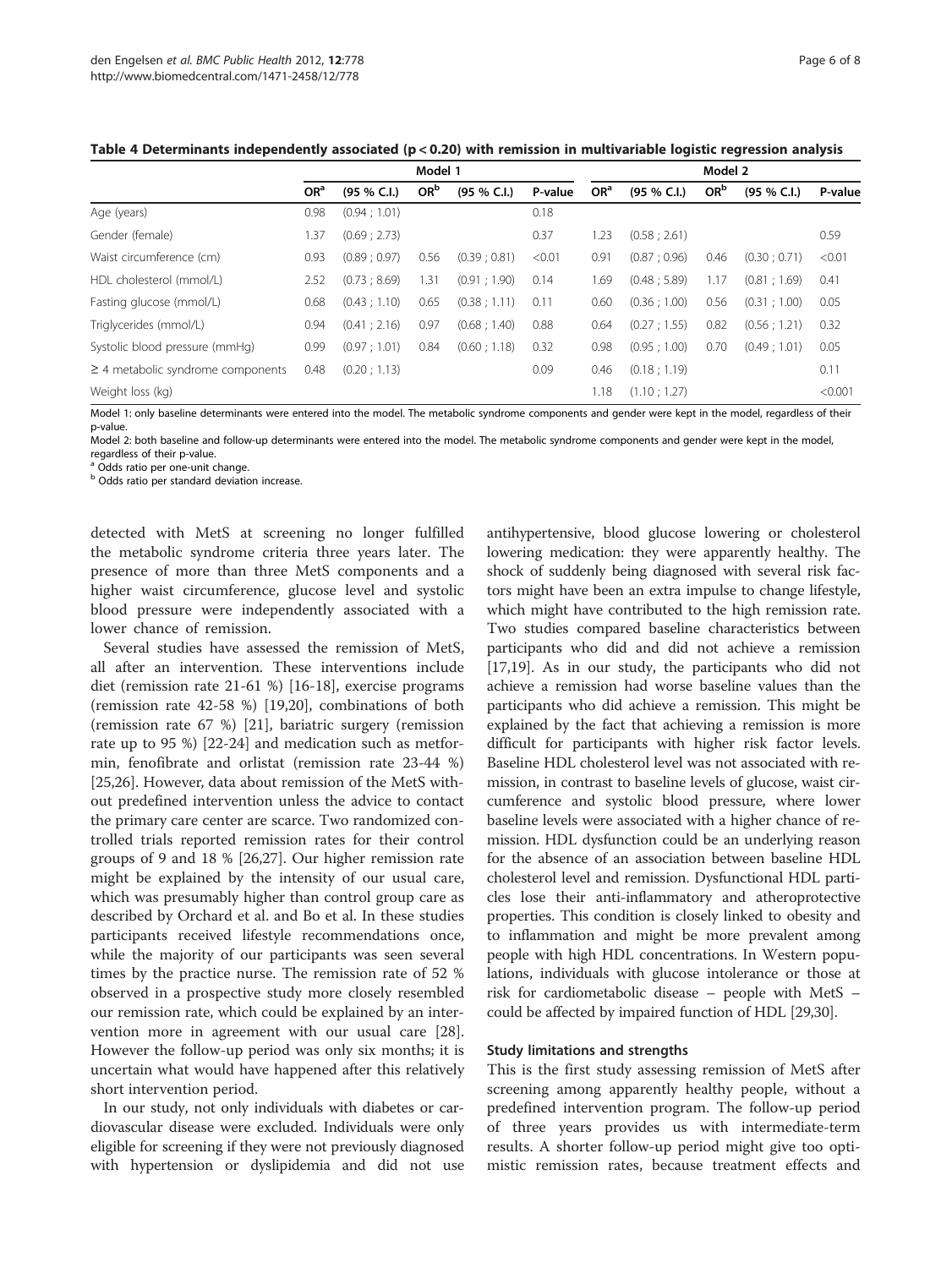**Table 4 Determinants independently associated (p < 0.20) with remission in multivariable logistic regression analysis**

| | Model 1 | | | | | Model 2 | | | | |
|---|---|---|---|---|---|---|---|---|---|---|
| | OR[a] | (95 % C.I.) | OR[b] | (95 % C.I.) | P-value | OR[a] | (95 % C.I.) | OR[b] | (95 % C.I.) | P-value |
| Age (years) | 0.98 | (0.94 ; 1.01) | | | 0.18 | | | | | |
| Gender (female) | 1.37 | (0.69 ; 2.73) | | | 0.37 | 1.23 | (0.58 ; 2.61) | | | 0.59 |
| Waist circumference (cm) | 0.93 | (0.89 ; 0.97) | 0.56 | (0.39 ; 0.81) | <0.01 | 0.91 | (0.87 ; 0.96) | 0.46 | (0.30 ; 0.71) | <0.01 |
| HDL cholesterol (mmol/L) | 2.52 | (0.73 ; 8.69) | 1.31 | (0.91 ; 1.90) | 0.14 | 1.69 | (0.48 ; 5.89) | 1.17 | (0.81 ; 1.69) | 0.41 |
| Fasting glucose (mmol/L) | 0.68 | (0.43 ; 1.10) | 0.65 | (0.38 ; 1.11) | 0.11 | 0.60 | (0.36 ; 1.00) | 0.56 | (0.31 ; 1.00) | 0.05 |
| Triglycerides (mmol/L) | 0.94 | (0.41 ; 2.16) | 0.97 | (0.68 ; 1.40) | 0.88 | 0.64 | (0.27 ; 1.55) | 0.82 | (0.56 ; 1.21) | 0.32 |
| Systolic blood pressure (mmHg) | 0.99 | (0.97 ; 1.01) | 0.84 | (0.60 ; 1.18) | 0.32 | 0.98 | (0.95 ; 1.00) | 0.70 | (0.49 ; 1.01) | 0.05 |
| ≥ 4 metabolic syndrome components | 0.48 | (0.20 ; 1.13) | | | 0.09 | 0.46 | (0.18 ; 1.19) | | | 0.11 |
| Weight loss (kg) | | | | | | 1.18 | (1.10 ; 1.27) | | | <0.001 |

Model 1: only baseline determinants were entered into the model. The metabolic syndrome components and gender were kept in the model, regardless of their p-value.
Model 2: both baseline and follow-up determinants were entered into the model. The metabolic syndrome components and gender were kept in the model, regardless of their p-value.
[a] Odds ratio per one-unit change.
[b] Odds ratio per standard deviation increase.

detected with MetS at screening no longer fulfilled the metabolic syndrome criteria three years later. The presence of more than three MetS components and a higher waist circumference, glucose level and systolic blood pressure were independently associated with a lower chance of remission.

Several studies have assessed the remission of MetS, all after an intervention. These interventions include diet (remission rate 21-61 %) [16-18], exercise programs (remission rate 42-58 %) [19,20], combinations of both (remission rate 67 %) [21], bariatric surgery (remission rate up to 95 %) [22-24] and medication such as metformin, fenofibrate and orlistat (remission rate 23-44 %) [25,26]. However, data about remission of the MetS without predefined intervention unless the advice to contact the primary care center are scarce. Two randomized controlled trials reported remission rates for their control groups of 9 and 18 % [26,27]. Our higher remission rate might be explained by the intensity of our usual care, which was presumably higher than control group care as described by Orchard et al. and Bo et al. In these studies participants received lifestyle recommendations once, while the majority of our participants was seen several times by the practice nurse. The remission rate of 52 % observed in a prospective study more closely resembled our remission rate, which could be explained by an intervention more in agreement with our usual care [28]. However the follow-up period was only six months; it is uncertain what would have happened after this relatively short intervention period.

In our study, not only individuals with diabetes or cardiovascular disease were excluded. Individuals were only eligible for screening if they were not previously diagnosed with hypertension or dyslipidemia and did not use antihypertensive, blood glucose lowering or cholesterol lowering medication: they were apparently healthy. The shock of suddenly being diagnosed with several risk factors might have been an extra impulse to change lifestyle, which might have contributed to the high remission rate. Two studies compared baseline characteristics between participants who did and did not achieve a remission [17,19]. As in our study, the participants who did not achieve a remission had worse baseline values than the participants who did achieve a remission. This might be explained by the fact that achieving a remission is more difficult for participants with higher risk factor levels. Baseline HDL cholesterol level was not associated with remission, in contrast to baseline levels of glucose, waist circumference and systolic blood pressure, where lower baseline levels were associated with a higher chance of remission. HDL dysfunction could be an underlying reason for the absence of an association between baseline HDL cholesterol level and remission. Dysfunctional HDL particles lose their anti-inflammatory and atheroprotective properties. This condition is closely linked to obesity and to inflammation and might be more prevalent among people with high HDL concentrations. In Western populations, individuals with glucose intolerance or those at risk for cardiometabolic disease – people with MetS – could be affected by impaired function of HDL [29,30].

### Study limitations and strengths

This is the first study assessing remission of MetS after screening among apparently healthy people, without a predefined intervention program. The follow-up period of three years provides us with intermediate-term results. A shorter follow-up period might give too optimistic remission rates, because treatment effects and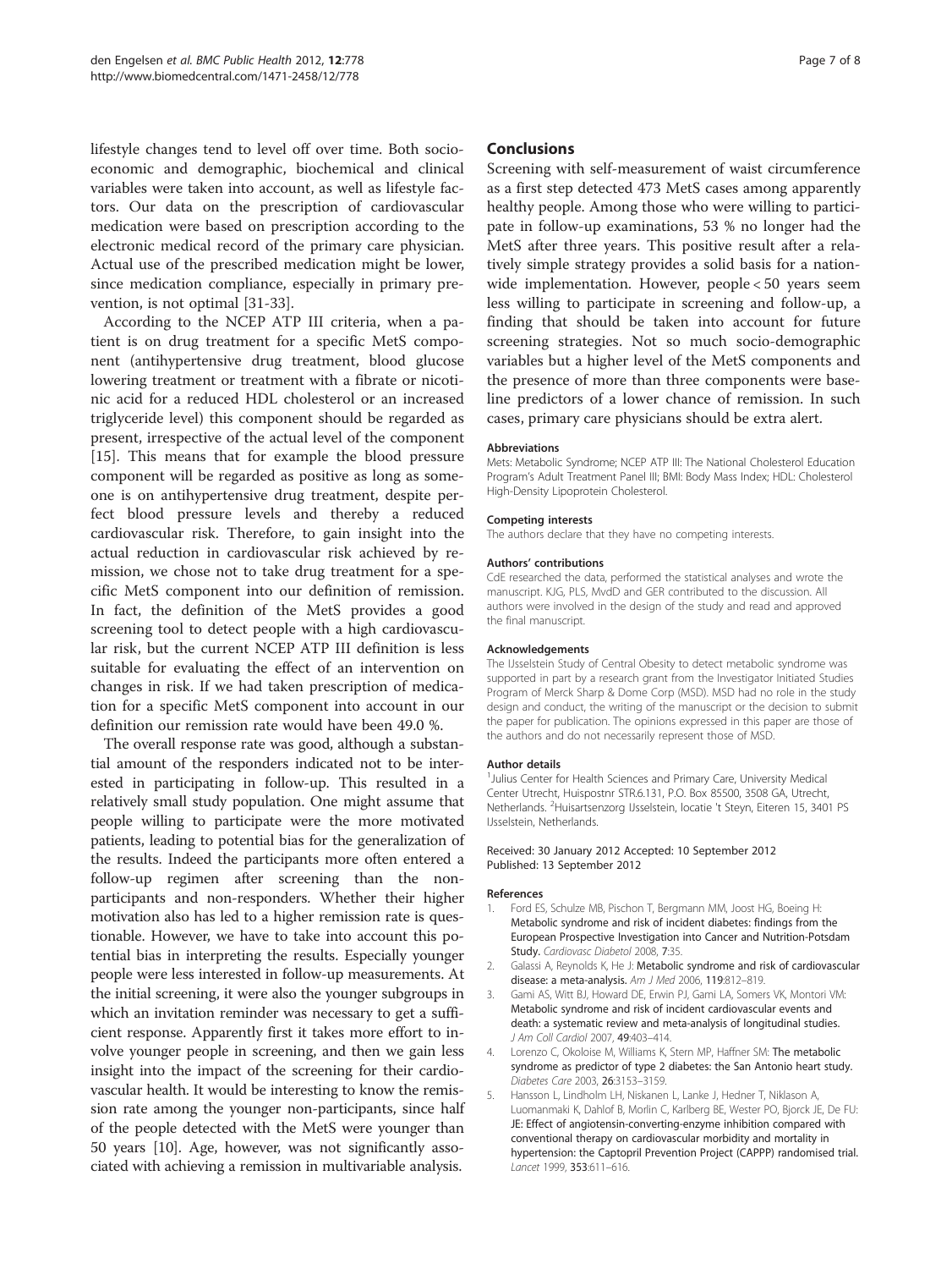lifestyle changes tend to level off over time. Both socioeconomic and demographic, biochemical and clinical variables were taken into account, as well as lifestyle factors. Our data on the prescription of cardiovascular medication were based on prescription according to the electronic medical record of the primary care physician. Actual use of the prescribed medication might be lower, since medication compliance, especially in primary prevention, is not optimal [31-33].

According to the NCEP ATP III criteria, when a patient is on drug treatment for a specific MetS component (antihypertensive drug treatment, blood glucose lowering treatment or treatment with a fibrate or nicotinic acid for a reduced HDL cholesterol or an increased triglyceride level) this component should be regarded as present, irrespective of the actual level of the component [15]. This means that for example the blood pressure component will be regarded as positive as long as someone is on antihypertensive drug treatment, despite perfect blood pressure levels and thereby a reduced cardiovascular risk. Therefore, to gain insight into the actual reduction in cardiovascular risk achieved by remission, we chose not to take drug treatment for a specific MetS component into our definition of remission. In fact, the definition of the MetS provides a good screening tool to detect people with a high cardiovascular risk, but the current NCEP ATP III definition is less suitable for evaluating the effect of an intervention on changes in risk. If we had taken prescription of medication for a specific MetS component into account in our definition our remission rate would have been 49.0 %.

The overall response rate was good, although a substantial amount of the responders indicated not to be interested in participating in follow-up. This resulted in a relatively small study population. One might assume that people willing to participate were the more motivated patients, leading to potential bias for the generalization of the results. Indeed the participants more often entered a follow-up regimen after screening than the non-participants and non-responders. Whether their higher motivation also has led to a higher remission rate is questionable. However, we have to take into account this potential bias in interpreting the results. Especially younger people were less interested in follow-up measurements. At the initial screening, it were also the younger subgroups in which an invitation reminder was necessary to get a sufficient response. Apparently first it takes more effort to involve younger people in screening, and then we gain less insight into the impact of the screening for their cardiovascular health. It would be interesting to know the remission rate among the younger non-participants, since half of the people detected with the MetS were younger than 50 years [10]. Age, however, was not significantly associated with achieving a remission in multivariable analysis.

## Conclusions

Screening with self-measurement of waist circumference as a first step detected 473 MetS cases among apparently healthy people. Among those who were willing to participate in follow-up examinations, 53 % no longer had the MetS after three years. This positive result after a relatively simple strategy provides a solid basis for a nationwide implementation. However, people < 50 years seem less willing to participate in screening and follow-up, a finding that should be taken into account for future screening strategies. Not so much socio-demographic variables but a higher level of the MetS components and the presence of more than three components were baseline predictors of a lower chance of remission. In such cases, primary care physicians should be extra alert.

#### Abbreviations

Mets: Metabolic Syndrome; NCEP ATP III: The National Cholesterol Education Program's Adult Treatment Panel III; BMI: Body Mass Index; HDL: Cholesterol High-Density Lipoprotein Cholesterol.

#### Competing interests

The authors declare that they have no competing interests.

#### Authors' contributions

CdE researched the data, performed the statistical analyses and wrote the manuscript. KJG, PLS, MvdD and GER contributed to the discussion. All authors were involved in the design of the study and read and approved the final manuscript.

#### Acknowledgements

The IJsselstein Study of Central Obesity to detect metabolic syndrome was supported in part by a research grant from the Investigator Initiated Studies Program of Merck Sharp & Dome Corp (MSD). MSD had no role in the study design and conduct, the writing of the manuscript or the decision to submit the paper for publication. The opinions expressed in this paper are those of the authors and do not necessarily represent those of MSD.

#### Author details

[1]Julius Center for Health Sciences and Primary Care, University Medical Center Utrecht, Huispostnr STR.6.131, P.O. Box 85500, 3508 GA, Utrecht, Netherlands. [2]Huisartsenzorg IJsselstein, locatie 't Steyn, Eiteren 15, 3401 PS IJsselstein, Netherlands.

Received: 30 January 2012 Accepted: 10 September 2012
Published: 13 September 2012

#### References

1. Ford ES, Schulze MB, Pischon T, Bergmann MM, Joost HG, Boeing H: **Metabolic syndrome and risk of incident diabetes: findings from the European Prospective Investigation into Cancer and Nutrition-Potsdam Study.** *Cardiovasc Diabetol* 2008, **7**:35.
2. Galassi A, Reynolds K, He J: **Metabolic syndrome and risk of cardiovascular disease: a meta-analysis.** *Am J Med* 2006, **119**:812–819.
3. Gami AS, Witt BJ, Howard DE, Erwin PJ, Gami LA, Somers VK, Montori VM: **Metabolic syndrome and risk of incident cardiovascular events and death: a systematic review and meta-analysis of longitudinal studies.** *J Am Coll Cardiol* 2007, **49**:403–414.
4. Lorenzo C, Okoloise M, Williams K, Stern MP, Haffner SM: **The metabolic syndrome as predictor of type 2 diabetes: the San Antonio heart study.** *Diabetes Care* 2003, **26**:3153–3159.
5. Hansson L, Lindholm LH, Niskanen L, Lanke J, Hedner T, Niklason A, Luomanmaki K, Dahlof B, Morlin C, Karlberg BE, Wester PO, Bjorck JE, De FU: JE: **Effect of angiotensin-converting-enzyme inhibition compared with conventional therapy on cardiovascular morbidity and mortality in hypertension: the Captopril Prevention Project (CAPPP) randomised trial.** *Lancet* 1999, **353**:611–616.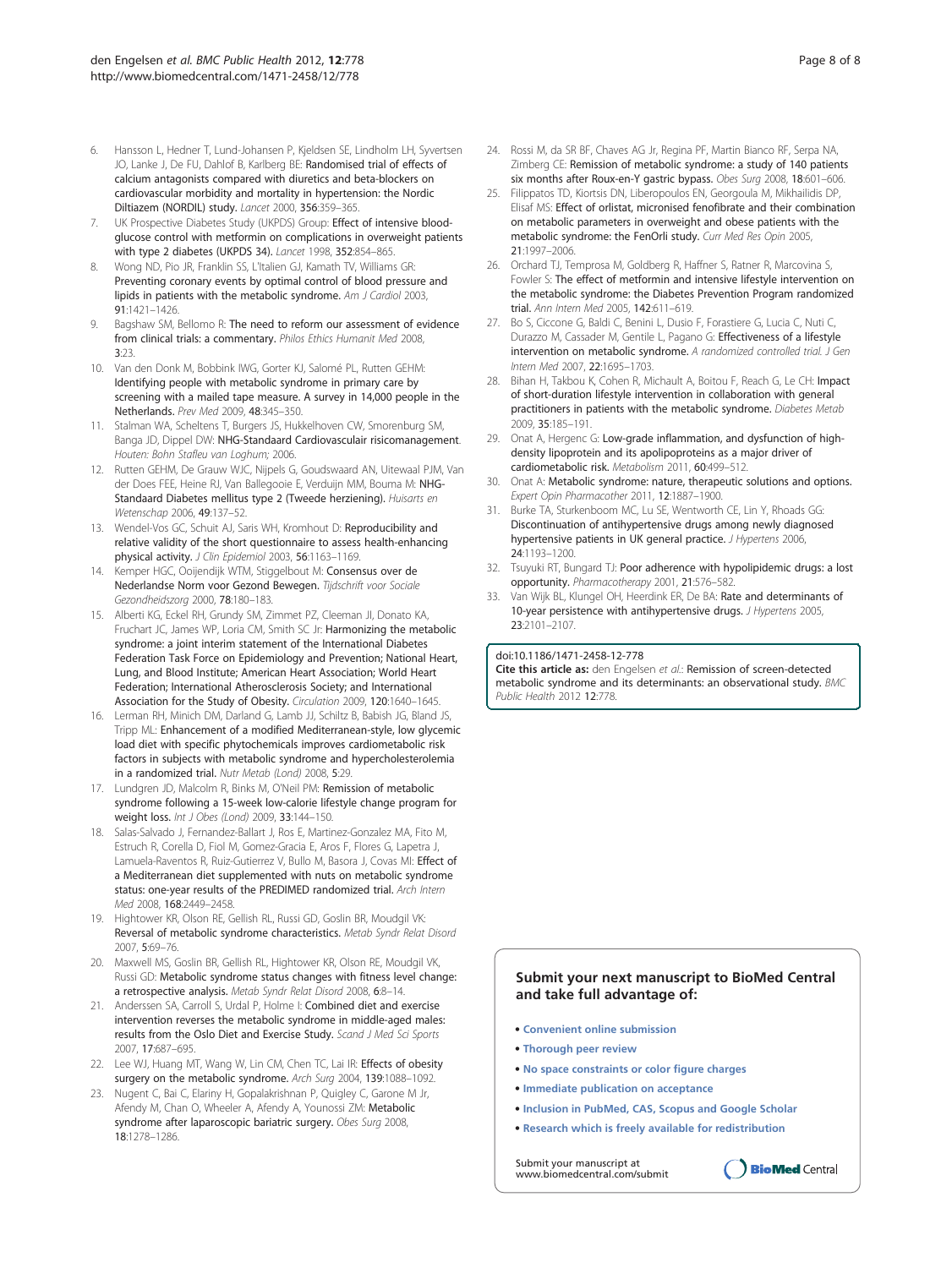6. Hansson L, Hedner T, Lund-Johansen P, Kjeldsen SE, Lindholm LH, Syvertsen JO, Lanke J, De FU, Dahlof B, Karlberg BE: **Randomised trial of effects of calcium antagonists compared with diuretics and beta-blockers on cardiovascular morbidity and mortality in hypertension: the Nordic Diltiazem (NORDIL) study.** *Lancet* 2000, **356**:359–365.
7. UK Prospective Diabetes Study (UKPDS) Group: **Effect of intensive blood-glucose control with metformin on complications in overweight patients with type 2 diabetes (UKPDS 34).** *Lancet* 1998, **352**:854–865.
8. Wong ND, Pio JR, Franklin SS, L'Italien GJ, Kamath TV, Williams GR: **Preventing coronary events by optimal control of blood pressure and lipids in patients with the metabolic syndrome.** *Am J Cardiol* 2003, **91**:1421–1426.
9. Bagshaw SM, Bellomo R: **The need to reform our assessment of evidence from clinical trials: a commentary.** *Philos Ethics Humanit Med* 2008, **3**:23.
10. Van den Donk M, Bobbink IWG, Gorter KJ, Salomé PL, Rutten GEHM: **Identifying people with metabolic syndrome in primary care by screening with a mailed tape measure. A survey in 14,000 people in the Netherlands.** *Prev Med* 2009, **48**:345–350.
11. Stalman WA, Scheltens T, Burgers JS, Hukkelhoven CW, Smorenburg SM, Banga JD, Dippel DW: **NHG-Standaard Cardiovasculair risicomanagement.** *Houten: Bohn Stafleu van Loghum;* 2006.
12. Rutten GEHM, De Grauw WJC, Nijpels G, Goudswaard AN, Uitewaal PJM, Van der Does FEE, Heine RJ, Van Ballegooie E, Verduijn MM, Bouma M: **NHG-Standaard Diabetes mellitus type 2 (Tweede herziening).** *Huisarts en Wetenschap* 2006, **49**:137–52.
13. Wendel-Vos GC, Schuit AJ, Saris WH, Kromhout D: **Reproducibility and relative validity of the short questionnaire to assess health-enhancing physical activity.** *J Clin Epidemiol* 2003, **56**:1163–1169.
14. Kemper HGC, Ooijendijk WTM, Stiggelbout M: **Consensus over de Nederlandse Norm voor Gezond Bewegen.** *Tijdschrift voor Sociale Gezondheidszorg* 2000, **78**:180–183.
15. Alberti KG, Eckel RH, Grundy SM, Zimmet PZ, Cleeman JI, Donato KA, Fruchart JC, James WP, Loria CM, Smith SC Jr: **Harmonizing the metabolic syndrome: a joint interim statement of the International Diabetes Federation Task Force on Epidemiology and Prevention; National Heart, Lung, and Blood Institute; American Heart Association; World Heart Federation; International Atherosclerosis Society; and International Association for the Study of Obesity.** *Circulation* 2009, **120**:1640–1645.
16. Lerman RH, Minich DM, Darland G, Lamb JJ, Schiltz B, Babish JG, Bland JS, Tripp ML: **Enhancement of a modified Mediterranean-style, low glycemic load diet with specific phytochemicals improves cardiometabolic risk factors in subjects with metabolic syndrome and hypercholesterolemia in a randomized trial.** *Nutr Metab (Lond)* 2008, **5**:29.
17. Lundgren JD, Malcolm R, Binks M, O'Neil PM: **Remission of metabolic syndrome following a 15-week low-calorie lifestyle change program for weight loss.** *Int J Obes (Lond)* 2009, **33**:144–150.
18. Salas-Salvado J, Fernandez-Ballart J, Ros E, Martinez-Gonzalez MA, Fito M, Estruch R, Corella D, Fiol M, Gomez-Gracia E, Aros F, Flores G, Lapetra J, Lamuela-Raventos R, Ruiz-Gutierrez V, Bullo M, Basora J, Covas MI: **Effect of a Mediterranean diet supplemented with nuts on metabolic syndrome status: one-year results of the PREDIMED randomized trial.** *Arch Intern Med* 2008, **168**:2449–2458.
19. Hightower KR, Olson RE, Gellish RL, Russi GD, Goslin BR, Moudgil VK: **Reversal of metabolic syndrome characteristics.** *Metab Syndr Relat Disord* 2007, **5**:69–76.
20. Maxwell MS, Goslin BR, Gellish RL, Hightower KR, Olson RE, Moudgil VK, Russi GD: **Metabolic syndrome status changes with fitness level change: a retrospective analysis.** *Metab Syndr Relat Disord* 2008, **6**:8–14.
21. Anderssen SA, Carroll S, Urdal P, Holme I: **Combined diet and exercise intervention reverses the metabolic syndrome in middle-aged males: results from the Oslo Diet and Exercise Study.** *Scand J Med Sci Sports* 2007, **17**:687–695.
22. Lee WJ, Huang MT, Wang W, Lin CM, Chen TC, Lai IR: **Effects of obesity surgery on the metabolic syndrome.** *Arch Surg* 2004, **139**:1088–1092.
23. Nugent C, Bai C, Elariny H, Gopalakrishnan P, Quigley C, Garone M Jr, Afendy M, Chan O, Wheeler A, Afendy A, Younossi ZM: **Metabolic syndrome after laparoscopic bariatric surgery.** *Obes Surg* 2008, **18**:1278–1286.
24. Rossi M, da SR BF, Chaves AG Jr, Regina PF, Martin Bianco RF, Serpa NA, Zimberg CE: **Remission of metabolic syndrome: a study of 140 patients six months after Roux-en-Y gastric bypass.** *Obes Surg* 2008, **18**:601–606.
25. Filippatos TD, Kiortsis DN, Liberopoulos EN, Georgoula M, Mikhailidis DP, Elisaf MS: **Effect of orlistat, micronised fenofibrate and their combination on metabolic parameters in overweight and obese patients with the metabolic syndrome: the FenOrli study.** *Curr Med Res Opin* 2005, **21**:1997–2006.
26. Orchard TJ, Temprosa M, Goldberg R, Haffner S, Ratner R, Marcovina S, Fowler S: **The effect of metformin and intensive lifestyle intervention on the metabolic syndrome: the Diabetes Prevention Program randomized trial.** *Ann Intern Med* 2005, **142**:611–619.
27. Bo S, Ciccone G, Baldi C, Benini L, Dusio F, Forastiere G, Lucia C, Nuti C, Durazzo M, Cassader M, Gentile L, Pagano G: **Effectiveness of a lifestyle intervention on metabolic syndrome.** *A randomized controlled trial. J Gen Intern Med* 2007, **22**:1695–1703.
28. Bihan H, Takbou K, Cohen R, Michault A, Boitou F, Reach G, Le CH: **Impact of short-duration lifestyle intervention in collaboration with general practitioners in patients with the metabolic syndrome.** *Diabetes Metab* 2009, **35**:185–191.
29. Onat A, Hergenc G: **Low-grade inflammation, and dysfunction of high-density lipoprotein and its apolipoproteins as a major driver of cardiometabolic risk.** *Metabolism* 2011, **60**:499–512.
30. Onat A: **Metabolic syndrome: nature, therapeutic solutions and options.** *Expert Opin Pharmacother* 2011, **12**:1887–1900.
31. Burke TA, Sturkenboom MC, Lu SE, Wentworth CE, Lin Y, Rhoads GG: **Discontinuation of antihypertensive drugs among newly diagnosed hypertensive patients in UK general practice.** *J Hypertens* 2006, **24**:1193–1200.
32. Tsuyuki RT, Bungard TJ: **Poor adherence with hypolipidemic drugs: a lost opportunity.** *Pharmacotherapy* 2001, **21**:576–582.
33. Van Wijk BL, Klungel OH, Heerdink ER, De Boer A: **Rate and determinants of 10-year persistence with antihypertensive drugs.** *J Hypertens* 2005, **23**:2101–2107.

doi:10.1186/1471-2458-12-778
**Cite this article as:** den Engelsen *et al.*: Remission of screen-detected metabolic syndrome and its determinants: an observational study. *BMC Public Health* 2012 **12**:778.

**Submit your next manuscript to BioMed Central and take full advantage of:**

- **Convenient online submission**
- **Thorough peer review**
- **No space constraints or color figure charges**
- **Immediate publication on acceptance**
- **Inclusion in PubMed, CAS, Scopus and Google Scholar**
- **Research which is freely available for redistribution**

Submit your manuscript at www.biomedcentral.com/submit